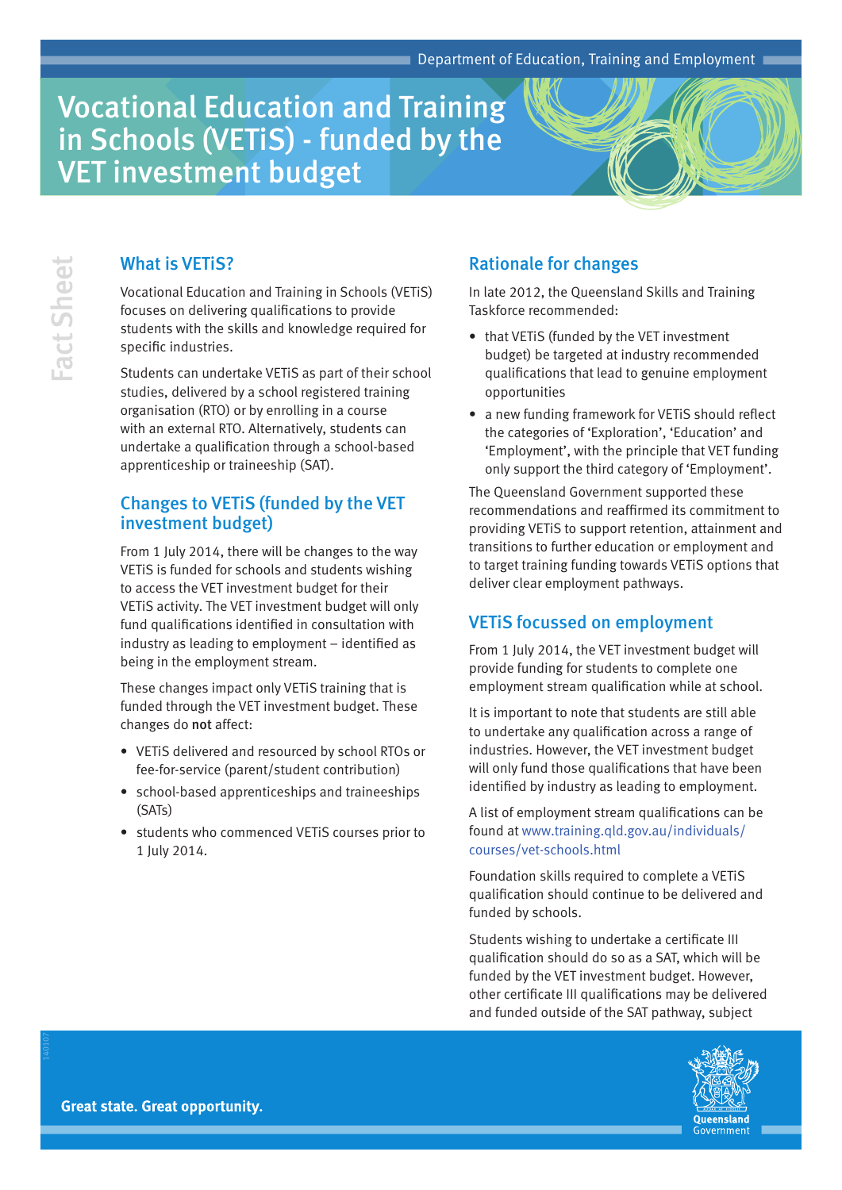# Vocational Education and Training in Schools (VETiS) - funded by the VET investment budget

## What is VETiS?

Vocational Education and Training in Schools (VETiS) focuses on delivering qualifications to provide students with the skills and knowledge required for specific industries.

Students can undertake VETiS as part of their school studies, delivered by a school registered training organisation (RTO) or by enrolling in a course with an external RTO. Alternatively, students can undertake a qualification through a school-based apprenticeship or traineeship (SAT).

## Changes to VETiS (funded by the VET investment budget)

From 1 July 2014, there will be changes to the way VETiS is funded for schools and students wishing to access the VET investment budget for their VETiS activity. The VET investment budget will only fund qualifications identified in consultation with industry as leading to employment – identified as being in the employment stream.

These changes impact only VETiS training that is funded through the VET investment budget. These changes do **not** affect:

- VETiS delivered and resourced by school RTOs or fee-for-service (parent/student contribution)
- school-based apprenticeships and traineeships (SATs)
- students who commenced VETiS courses prior to 1 July 2014.

## Rationale for changes

In late 2012, the Queensland Skills and Training Taskforce recommended:

- that VETiS (funded by the VET investment budget) be targeted at industry recommended qualifications that lead to genuine employment opportunities
- a new funding framework for VETiS should reflect the categories of 'Exploration', 'Education' and 'Employment', with the principle that VET funding only support the third category of 'Employment'.

The Queensland Government supported these recommendations and reaffirmed its commitment to providing VETiS to support retention, attainment and transitions to further education or employment and to target training funding towards VETiS options that deliver clear employment pathways.

## VETiS focussed on employment

From 1 July 2014, the VET investment budget will provide funding for students to complete one employment stream qualification while at school.

It is important to note that students are still able to undertake any qualification across a range of industries. However, the VET investment budget will only fund those qualifications that have been identified by industry as leading to employment.

A list of employment stream qualifications can be found at www.training.qld.gov.au/individuals/courses/vet-schools.html

Foundation skills required to complete a VETiS qualification should continue to be delivered and funded by schools.

Students wishing to undertake a certificate III qualification should do so as a SAT, which will be funded by the VET investment budget. However, other certificate III qualifications may be delivered and funded outside of the SAT pathway, subject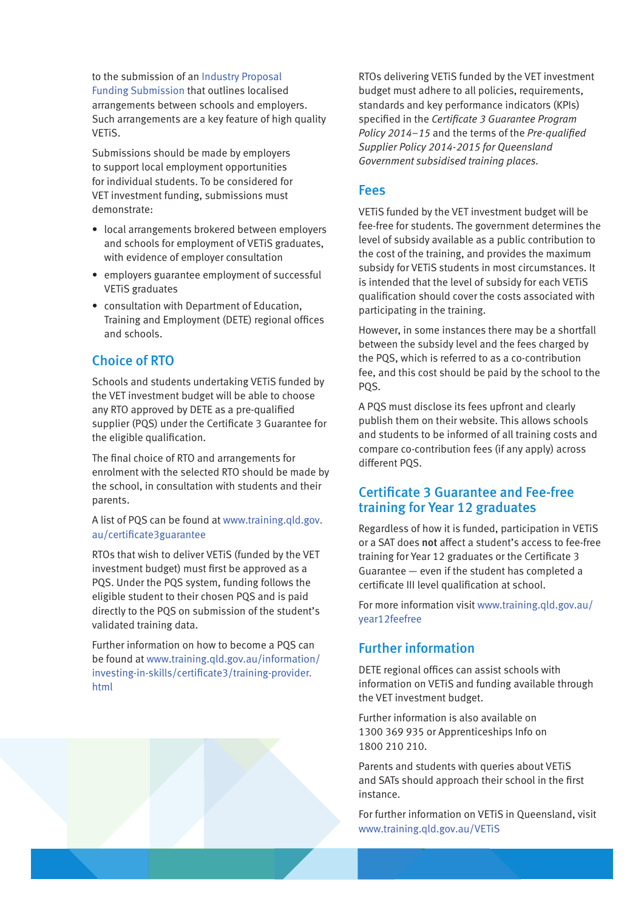to the submission of an Industry Proposal Funding Submission that outlines localised arrangements between schools and employers. Such arrangements are a key feature of high quality VETiS.

Submissions should be made by employers to support local employment opportunities for individual students. To be considered for VET investment funding, submissions must demonstrate:

- local arrangements brokered between employers and schools for employment of VETiS graduates, with evidence of employer consultation
- employers guarantee employment of successful VETiS graduates
- consultation with Department of Education, Training and Employment (DETE) regional offices and schools.

## Choice of RTO

Schools and students undertaking VETiS funded by the VET investment budget will be able to choose any RTO approved by DETE as a pre-qualified supplier (PQS) under the Certificate 3 Guarantee for the eligible qualification.

The final choice of RTO and arrangements for enrolment with the selected RTO should be made by the school, in consultation with students and their parents.

A list of PQS can be found at www.training.qld.gov.au/certificate3guarantee

RTOs that wish to deliver VETiS (funded by the VET investment budget) must first be approved as a PQS. Under the PQS system, funding follows the eligible student to their chosen PQS and is paid directly to the PQS on submission of the student's validated training data.

Further information on how to become a PQS can be found at www.training.qld.gov.au/information/investing-in-skills/certificate3/training-provider.html

RTOs delivering VETiS funded by the VET investment budget must adhere to all policies, requirements, standards and key performance indicators (KPIs) specified in the *Certificate 3 Guarantee Program Policy 2014–15* and the terms of the *Pre-qualified Supplier Policy 2014-2015 for Queensland Government subsidised training places*.

## Fees

VETiS funded by the VET investment budget will be fee-free for students. The government determines the level of subsidy available as a public contribution to the cost of the training, and provides the maximum subsidy for VETiS students in most circumstances. It is intended that the level of subsidy for each VETiS qualification should cover the costs associated with participating in the training.

However, in some instances there may be a shortfall between the subsidy level and the fees charged by the PQS, which is referred to as a co-contribution fee, and this cost should be paid by the school to the PQS.

A PQS must disclose its fees upfront and clearly publish them on their website. This allows schools and students to be informed of all training costs and compare co-contribution fees (if any apply) across different PQS.

## Certificate 3 Guarantee and Fee-free training for Year 12 graduates

Regardless of how it is funded, participation in VETiS or a SAT does **not** affect a student's access to fee-free training for Year 12 graduates or the Certificate 3 Guarantee — even if the student has completed a certificate III level qualification at school.

For more information visit www.training.qld.gov.au/year12feefree

## Further information

DETE regional offices can assist schools with information on VETiS and funding available through the VET investment budget.

Further information is also available on 1300 369 935 or Apprenticeships Info on 1800 210 210.

Parents and students with queries about VETiS and SATs should approach their school in the first instance.

For further information on VETiS in Queensland, visit www.training.qld.gov.au/VETiS